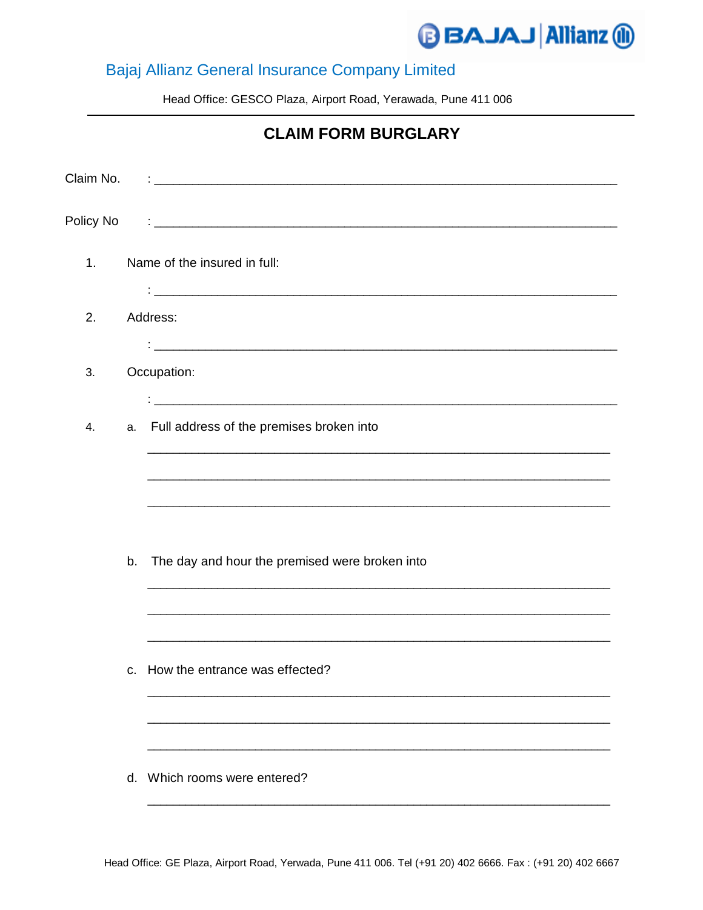BAJAJ Allianz

Bajaj Allianz General Insurance Company Limited

Head Office: GESCO Plaza, Airport Road, Yerawada, Pune 411 006

# CLAIM FORM BURGLARY

Claim No. : ____________________________________________________________

Policy No : ____________________________________________________________

1. Name of the insured in full:

   : ____________________________________________________________

2. Address:

   : ____________________________________________________________

3. Occupation:

   : ____________________________________________________________

4. a. Full address of the premises broken into

   ____________________________________________________________

   ____________________________________________________________

   ____________________________________________________________

   b. The day and hour the premised were broken into

   ____________________________________________________________

   ____________________________________________________________

   ____________________________________________________________

   c. How the entrance was effected?

   ____________________________________________________________

   ____________________________________________________________

   ____________________________________________________________

   d. Which rooms were entered?

   ____________________________________________________________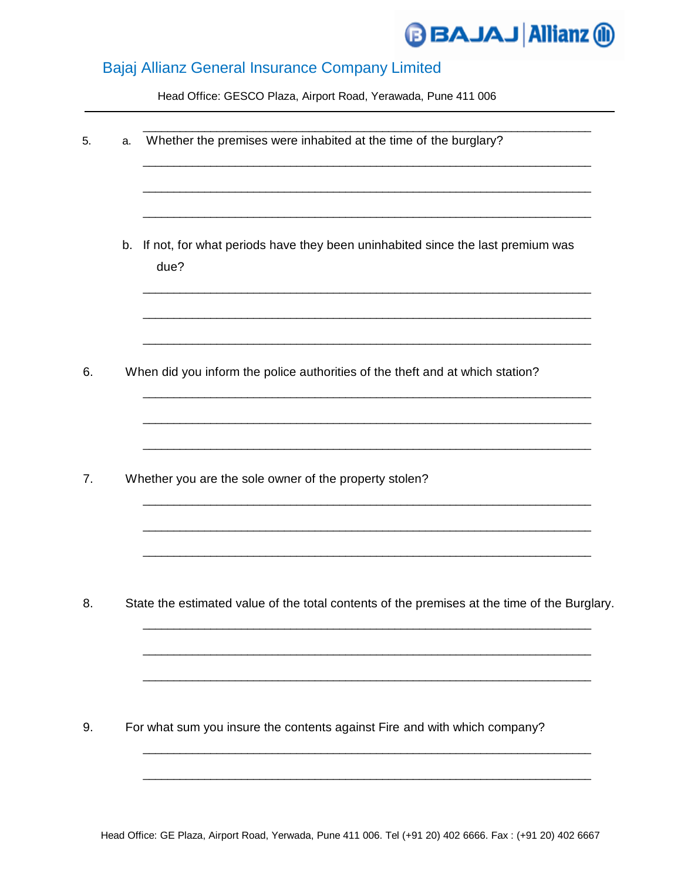5. a. Whether the premises were inhabited at the time of the burglary?

______________________________________________________________

______________________________________________________________

______________________________________________________________

______________________________________________________________

b. If not, for what periods have they been uninhabited since the last premium was due?

______________________________________________________________

______________________________________________________________

______________________________________________________________

6. When did you inform the police authorities of the theft and at which station?

______________________________________________________________

______________________________________________________________

______________________________________________________________

7. Whether you are the sole owner of the property stolen?

______________________________________________________________

______________________________________________________________

______________________________________________________________

8. State the estimated value of the total contents of the premises at the time of the Burglary.

______________________________________________________________

______________________________________________________________

______________________________________________________________

9. For what sum you insure the contents against Fire and with which company?

______________________________________________________________

______________________________________________________________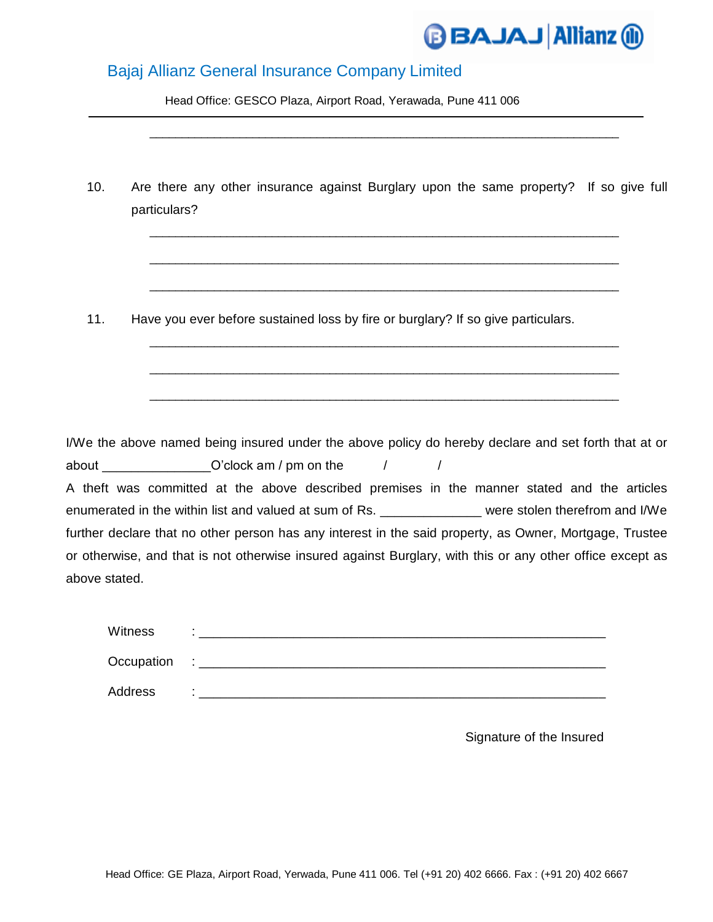_______________________________________________________________

10. Are there any other insurance against Burglary upon the same property? If so give full particulars?

_______________________________________________________________

_______________________________________________________________

_______________________________________________________________

11. Have you ever before sustained loss by fire or burglary? If so give particulars.

_______________________________________________________________

_______________________________________________________________

_______________________________________________________________

I/We the above named being insured under the above policy do hereby declare and set forth that at or about _______________O'clock am / pm on the / /
A theft was committed at the above described premises in the manner stated and the articles enumerated in the within list and valued at sum of Rs. ______________ were stolen therefrom and I/We further declare that no other person has any interest in the said property, as Owner, Mortgage, Trustee or otherwise, and that is not otherwise insured against Burglary, with this or any other office except as above stated.

Witness : _______________________________________________________

Occupation : _______________________________________________________

Address : _______________________________________________________

Signature of the Insured